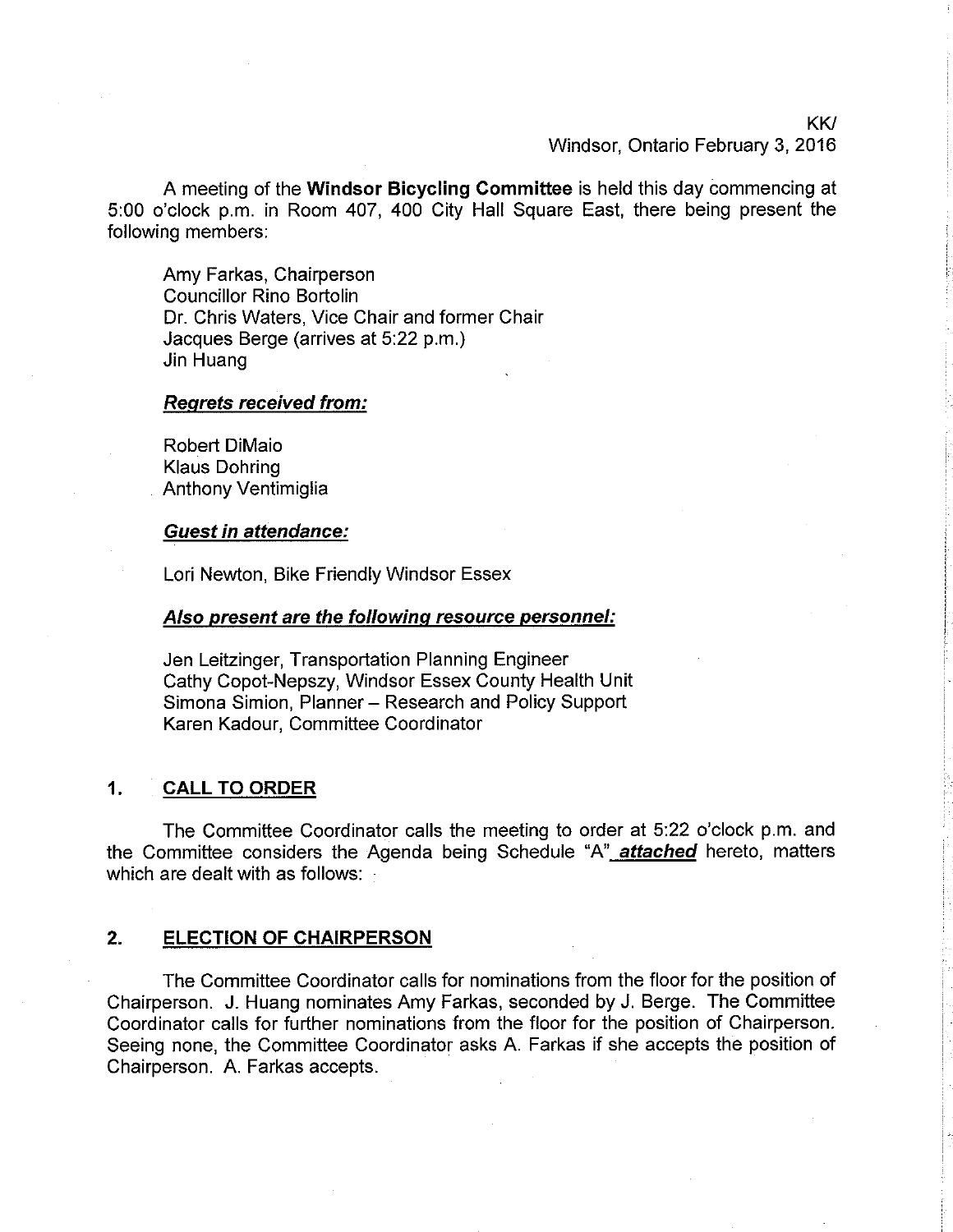KK/
Windsor, Ontario February 3, 2016

A meeting of the **Windsor Bicycling Committee** is held this day commencing at 5:00 o'clock p.m. in Room 407, 400 City Hall Square East, there being present the following members:

Amy Farkas, Chairperson
Councillor Rino Bortolin
Dr. Chris Waters, Vice Chair and former Chair
Jacques Berge (arrives at 5:22 p.m.)
Jin Huang

***Regrets received from:***

Robert DiMaio
Klaus Dohring
Anthony Ventimiglia

***Guest in attendance:***

Lori Newton, Bike Friendly Windsor Essex

***Also present are the following resource personnel:***

Jen Leitzinger, Transportation Planning Engineer
Cathy Copot-Nepszy, Windsor Essex County Health Unit
Simona Simion, Planner – Research and Policy Support
Karen Kadour, Committee Coordinator

## 1. CALL TO ORDER

The Committee Coordinator calls the meeting to order at 5:22 o'clock p.m. and the Committee considers the Agenda being Schedule "A" ***attached*** hereto, matters which are dealt with as follows:

## 2. ELECTION OF CHAIRPERSON

The Committee Coordinator calls for nominations from the floor for the position of Chairperson. J. Huang nominates Amy Farkas, seconded by J. Berge. The Committee Coordinator calls for further nominations from the floor for the position of Chairperson. Seeing none, the Committee Coordinator asks A. Farkas if she accepts the position of Chairperson. A. Farkas accepts.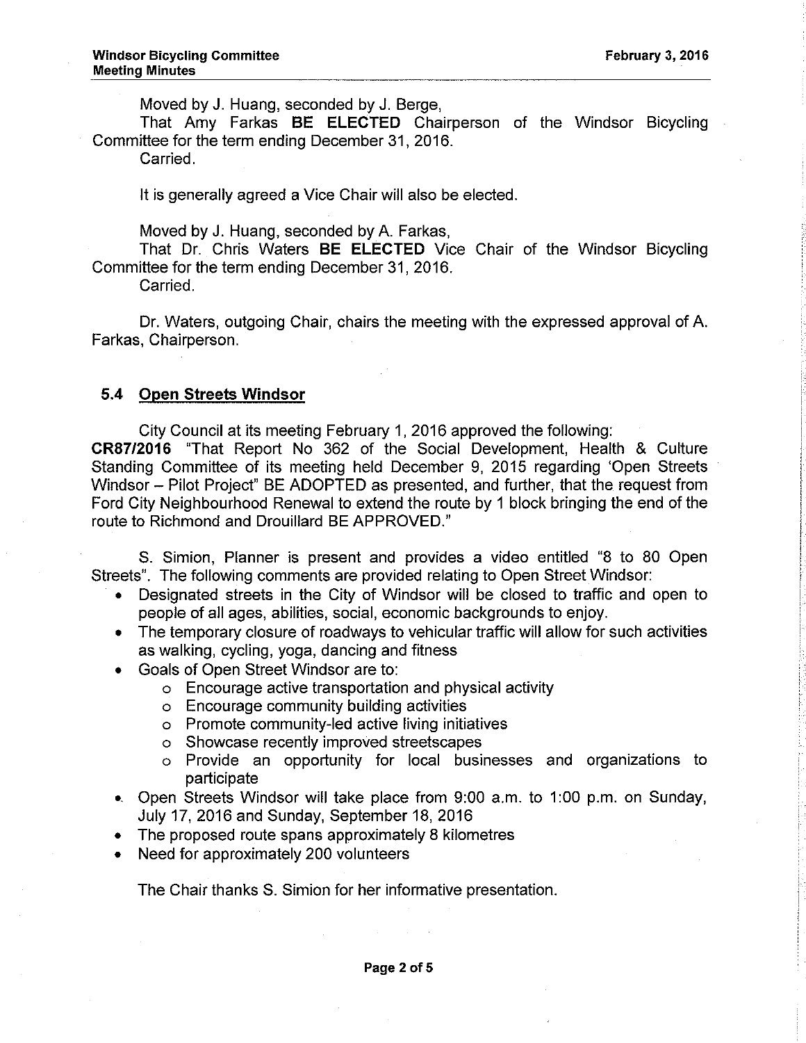Moved by J. Huang, seconded by J. Berge,

That Amy Farkas **BE ELECTED** Chairperson of the Windsor Bicycling Committee for the term ending December 31, 2016.

Carried.

It is generally agreed a Vice Chair will also be elected.

Moved by J. Huang, seconded by A. Farkas,

That Dr. Chris Waters **BE ELECTED** Vice Chair of the Windsor Bicycling Committee for the term ending December 31, 2016.

Carried.

Dr. Waters, outgoing Chair, chairs the meeting with the expressed approval of A. Farkas, Chairperson.

## 5.4 Open Streets Windsor

City Council at its meeting February 1, 2016 approved the following:

**CR87/2016** "That Report No 362 of the Social Development, Health & Culture Standing Committee of its meeting held December 9, 2015 regarding 'Open Streets Windsor – Pilot Project" BE ADOPTED as presented, and further, that the request from Ford City Neighbourhood Renewal to extend the route by 1 block bringing the end of the route to Richmond and Drouillard BE APPROVED."

S. Simion, Planner is present and provides a video entitled "8 to 80 Open Streets". The following comments are provided relating to Open Street Windsor:

- Designated streets in the City of Windsor will be closed to traffic and open to people of all ages, abilities, social, economic backgrounds to enjoy.
- The temporary closure of roadways to vehicular traffic will allow for such activities as walking, cycling, yoga, dancing and fitness
- Goals of Open Street Windsor are to:
  - Encourage active transportation and physical activity
  - Encourage community building activities
  - Promote community-led active living initiatives
  - Showcase recently improved streetscapes
  - Provide an opportunity for local businesses and organizations to participate
- Open Streets Windsor will take place from 9:00 a.m. to 1:00 p.m. on Sunday, July 17, 2016 and Sunday, September 18, 2016
- The proposed route spans approximately 8 kilometres
- Need for approximately 200 volunteers

The Chair thanks S. Simion for her informative presentation.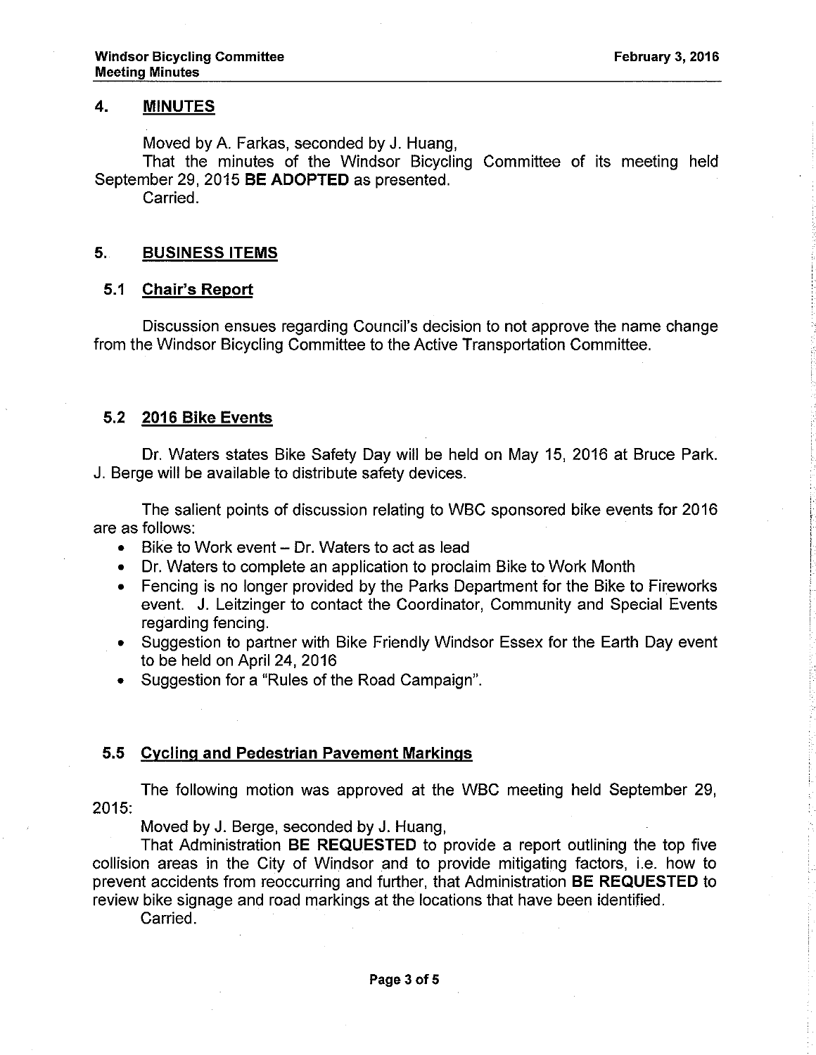## 4. MINUTES

Moved by A. Farkas, seconded by J. Huang,

That the minutes of the Windsor Bicycling Committee of its meeting held September 29, 2015 **BE ADOPTED** as presented.

Carried.

## 5. BUSINESS ITEMS

### 5.1 Chair's Report

Discussion ensues regarding Council's decision to not approve the name change from the Windsor Bicycling Committee to the Active Transportation Committee.

### 5.2 2016 Bike Events

Dr. Waters states Bike Safety Day will be held on May 15, 2016 at Bruce Park. J. Berge will be available to distribute safety devices.

The salient points of discussion relating to WBC sponsored bike events for 2016 are as follows:

- Bike to Work event – Dr. Waters to act as lead
- Dr. Waters to complete an application to proclaim Bike to Work Month
- Fencing is no longer provided by the Parks Department for the Bike to Fireworks event. J. Leitzinger to contact the Coordinator, Community and Special Events regarding fencing.
- Suggestion to partner with Bike Friendly Windsor Essex for the Earth Day event to be held on April 24, 2016
- Suggestion for a "Rules of the Road Campaign".

### 5.5 Cycling and Pedestrian Pavement Markings

The following motion was approved at the WBC meeting held September 29, 2015:

Moved by J. Berge, seconded by J. Huang,

That Administration **BE REQUESTED** to provide a report outlining the top five collision areas in the City of Windsor and to provide mitigating factors, i.e. how to prevent accidents from reoccurring and further, that Administration **BE REQUESTED** to review bike signage and road markings at the locations that have been identified.

Carried.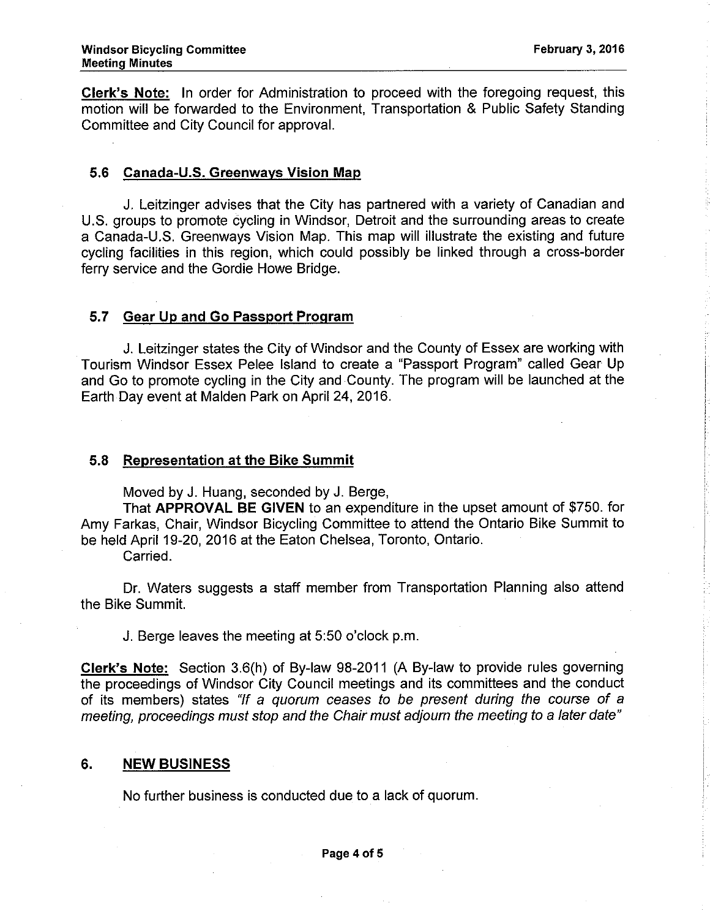**Clerk's Note:** In order for Administration to proceed with the foregoing request, this motion will be forwarded to the Environment, Transportation & Public Safety Standing Committee and City Council for approval.

### 5.6 Canada-U.S. Greenways Vision Map

J. Leitzinger advises that the City has partnered with a variety of Canadian and U.S. groups to promote cycling in Windsor, Detroit and the surrounding areas to create a Canada-U.S. Greenways Vision Map. This map will illustrate the existing and future cycling facilities in this region, which could possibly be linked through a cross-border ferry service and the Gordie Howe Bridge.

### 5.7 Gear Up and Go Passport Program

J. Leitzinger states the City of Windsor and the County of Essex are working with Tourism Windsor Essex Pelee Island to create a "Passport Program" called Gear Up and Go to promote cycling in the City and County. The program will be launched at the Earth Day event at Malden Park on April 24, 2016.

### 5.8 Representation at the Bike Summit

Moved by J. Huang, seconded by J. Berge,

That **APPROVAL BE GIVEN** to an expenditure in the upset amount of $750. for Amy Farkas, Chair, Windsor Bicycling Committee to attend the Ontario Bike Summit to be held April 19-20, 2016 at the Eaton Chelsea, Toronto, Ontario.

Carried.

Dr. Waters suggests a staff member from Transportation Planning also attend the Bike Summit.

J. Berge leaves the meeting at 5:50 o'clock p.m.

**Clerk's Note:** Section 3.6(h) of By-law 98-2011 (A By-law to provide rules governing the proceedings of Windsor City Council meetings and its committees and the conduct of its members) states *"If a quorum ceases to be present during the course of a meeting, proceedings must stop and the Chair must adjourn the meeting to a later date"*

## 6. NEW BUSINESS

No further business is conducted due to a lack of quorum.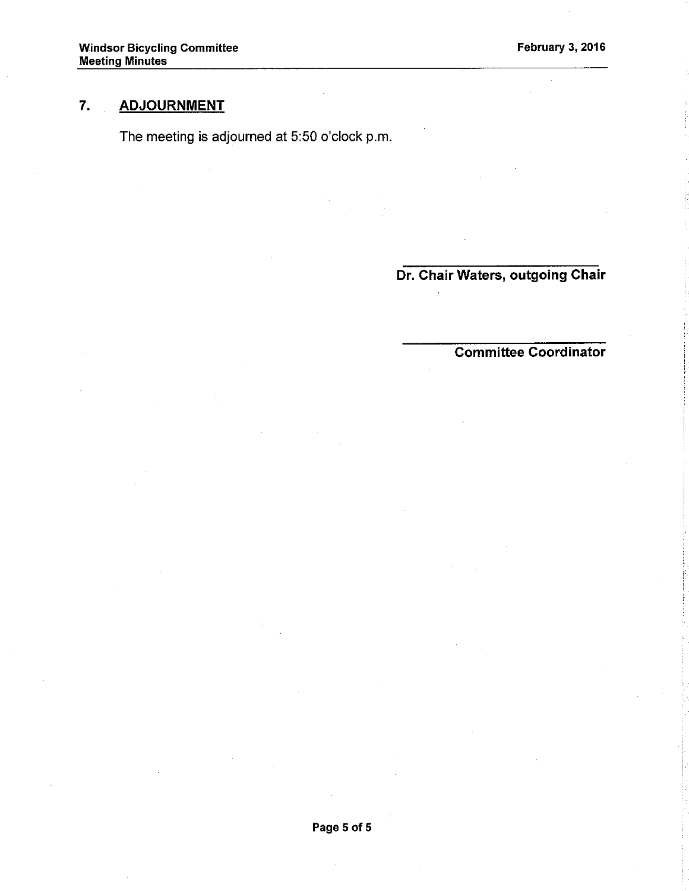## 7. ADJOURNMENT

The meeting is adjourned at 5:50 o'clock p.m.

\_\_\_\_\_\_\_\_\_\_\_\_\_\_\_\_\_\_\_\_\_\_\_\_\_\_

**Dr. Chair Waters, outgoing Chair**

\_\_\_\_\_\_\_\_\_\_\_\_\_\_\_\_\_\_\_\_\_\_\_\_\_\_

**Committee Coordinator**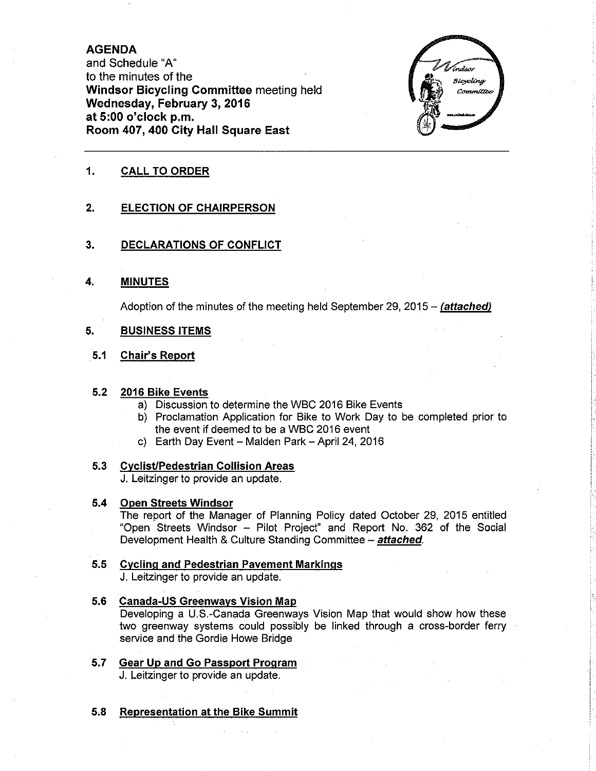**AGENDA**
and Schedule "A"
to the minutes of the
**Windsor Bicycling Committee** meeting held
**Wednesday, February 3, 2016**
**at 5:00 o'clock p.m.**
**Room 407, 400 City Hall Square East**

---

## 1. CALL TO ORDER

## 2. ELECTION OF CHAIRPERSON

## 3. DECLARATIONS OF CONFLICT

## 4. MINUTES

Adoption of the minutes of the meeting held September 29, 2015 – ***(attached)***

## 5. BUSINESS ITEMS

### 5.1 Chair's Report

### 5.2 2016 Bike Events

a) Discussion to determine the WBC 2016 Bike Events
b) Proclamation Application for Bike to Work Day to be completed prior to the event if deemed to be a WBC 2016 event
c) Earth Day Event – Malden Park – April 24, 2016

### 5.3 Cyclist/Pedestrian Collision Areas

J. Leitzinger to provide an update.

### 5.4 Open Streets Windsor

The report of the Manager of Planning Policy dated October 29, 2015 entitled "Open Streets Windsor – Pilot Project" and Report No. 362 of the Social Development Health & Culture Standing Committee – ***attached***.

### 5.5 Cycling and Pedestrian Pavement Markings

J. Leitzinger to provide an update.

### 5.6 Canada-US Greenways Vision Map

Developing a U.S.-Canada Greenways Vision Map that would show how these two greenway systems could possibly be linked through a cross-border ferry service and the Gordie Howe Bridge

### 5.7 Gear Up and Go Passport Program

J. Leitzinger to provide an update.

### 5.8 Representation at the Bike Summit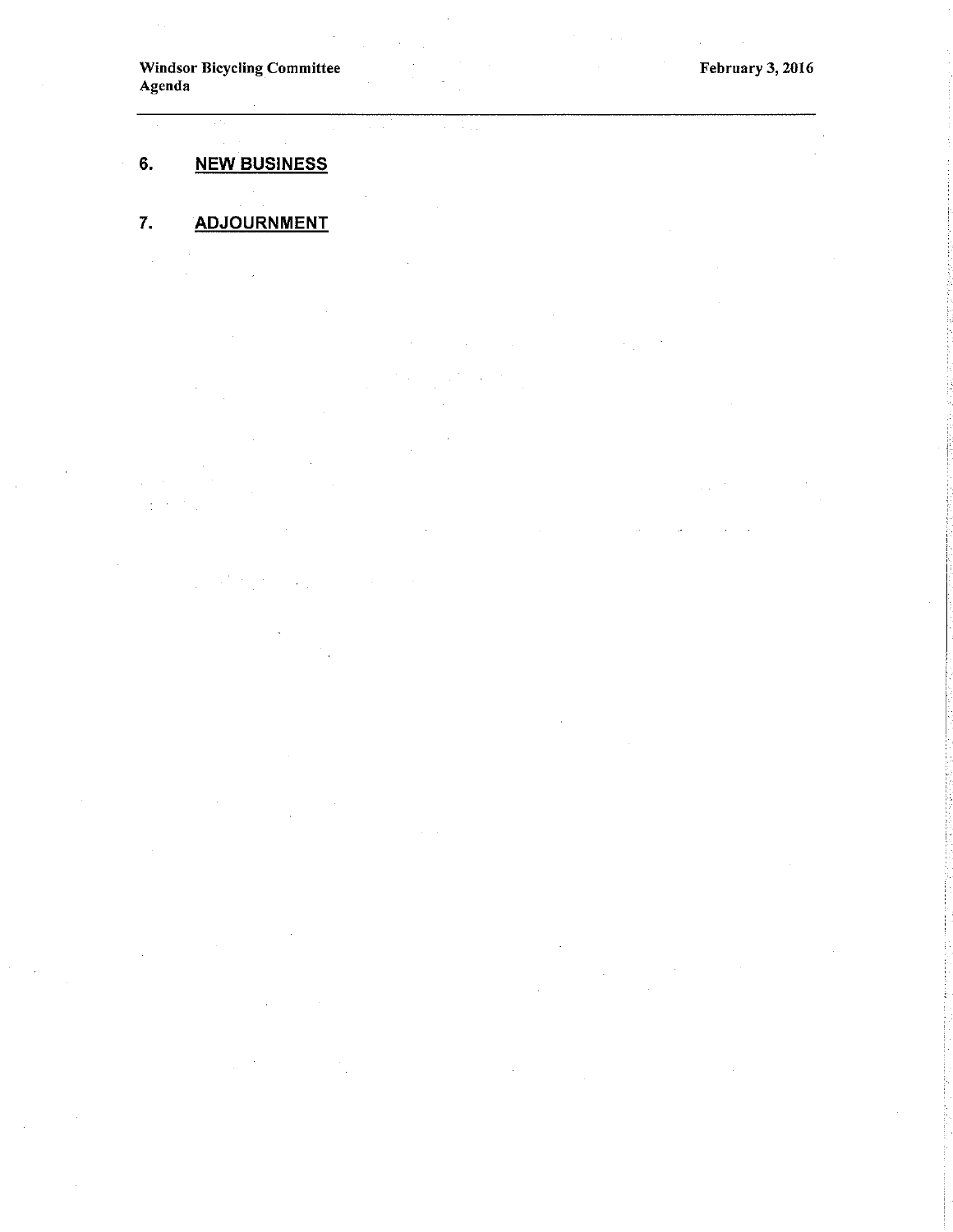## 6. **NEW BUSINESS**

## 7. **ADJOURNMENT**